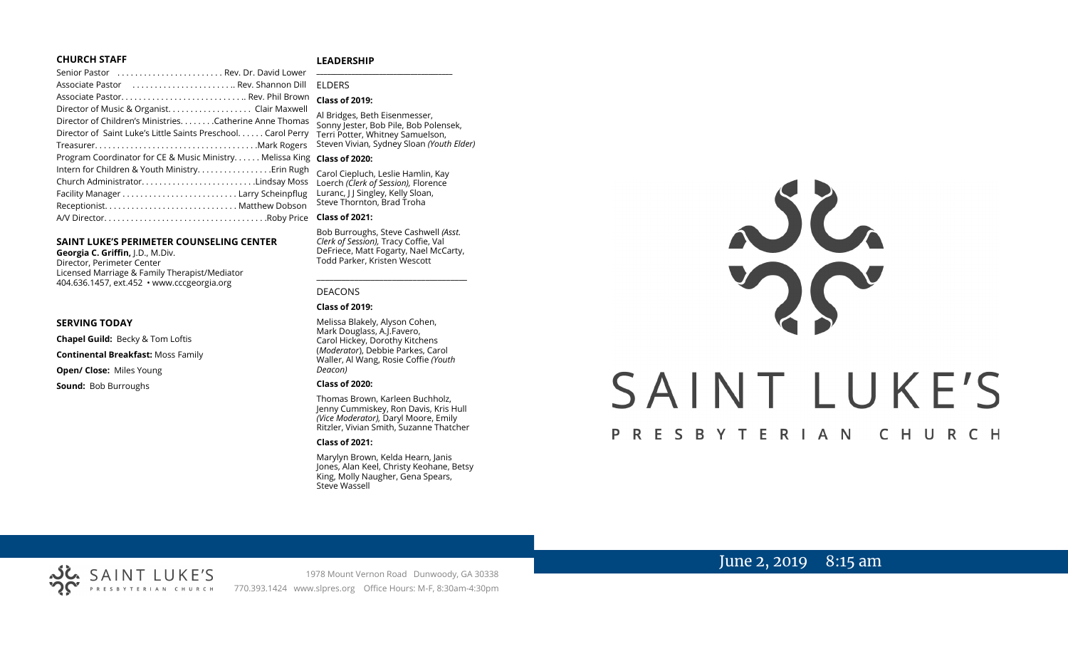## CHURCH STAFF

Senior Pastor . . . . . . . . . . . . . . . . . . . . . . . Rev. Dr. David Lower
Associate Pastor . . . . . . . . . . . . . . . . . . . . . .. Rev. Shannon Dill
Associate Pastor. . . . . . . . . . . . . . . . . . . . . . . . . . .. Rev. Phil Brown
Director of Music & Organist. . . . . . . . . . . . . . . . . . Clair Maxwell
Director of Children's Ministries. . . . . . . .Catherine Anne Thomas
Director of Saint Luke's Little Saints Preschool. . . . . . Carol Perry
Treasurer. . . . . . . . . . . . . . . . . . . . . . . . . . . . . . . . . . .Mark Rogers
Program Coordinator for CE & Music Ministry. . . . . . Melissa King
Intern for Children & Youth Ministry. . . . . . . . . . . . . . . . .Erin Rugh
Church Administrator. . . . . . . . . . . . . . . . . . . . . . . . .Lindsay Moss
Facility Manager . . . . . . . . . . . . . . . . . . . . . . . . . Larry Scheinpflug
Receptionist. . . . . . . . . . . . . . . . . . . . . . . . . . . . . Matthew Dobson
A/V Director. . . . . . . . . . . . . . . . . . . . . . . . . . . . . . . . . . . .Roby Price

## SAINT LUKE'S PERIMETER COUNSELING CENTER

**Georgia C. Griffin,** J.D., M.Div.
Director, Perimeter Center
Licensed Marriage & Family Therapist/Mediator
404.636.1457, ext.452 • www.cccgeorgia.org

## SERVING TODAY

**Chapel Guild:** Becky & Tom Loftis

**Continental Breakfast:** Moss Family

**Open/ Close:** Miles Young

**Sound:** Bob Burroughs

## LEADERSHIP

ELDERS

**Class of 2019:**

Al Bridges, Beth Eisenmesser, Sonny Jester, Bob Pile, Bob Polensek, Terri Potter, Whitney Samuelson, Steven Vivian*,* Sydney Sloan *(Youth Elder)*

**Class of 2020:**

Carol Ciepluch, Leslie Hamlin, Kay Loerch *(Clerk of Session),* Florence Luranc, J J Singley, Kelly Sloan, Steve Thornton, Brad Troha

**Class of 2021:**

Bob Burroughs, Steve Cashwell *(Asst. Clerk of Session),* Tracy Coffie, Val DeFriece, Matt Fogarty, Nael McCarty, Todd Parker, Kristen Wescott

DEACONS

**Class of 2019:**

Melissa Blakely, Alyson Cohen, Mark Douglass, A.J.Favero, Carol Hickey, Dorothy Kitchens (*Moderator*), Debbie Parkes, Carol Waller, Al Wang, Rosie Coffie *(Youth Deacon)*

**Class of 2020:**

Thomas Brown, Karleen Buchholz, Jenny Cummiskey, Ron Davis, Kris Hull *(Vice Moderator),* Daryl Moore, Emily Ritzler, Vivian Smith, Suzanne Thatcher

**Class of 2021:**

Marylyn Brown, Kelda Hearn, Janis Jones, Alan Keel, Christy Keohane, Betsy King, Molly Naugher, Gena Spears, Steve Wassell

# SAINT LUKE'S

## PRESBYTERIAN CHURCH

June 2, 2019 8:15 am

SAINT LUKE'S PRESBYTERIAN CHURCH

1978 Mount Vernon Road Dunwoody, GA 30338
770.393.1424 www.slpres.org Office Hours: M-F, 8:30am-4:30pm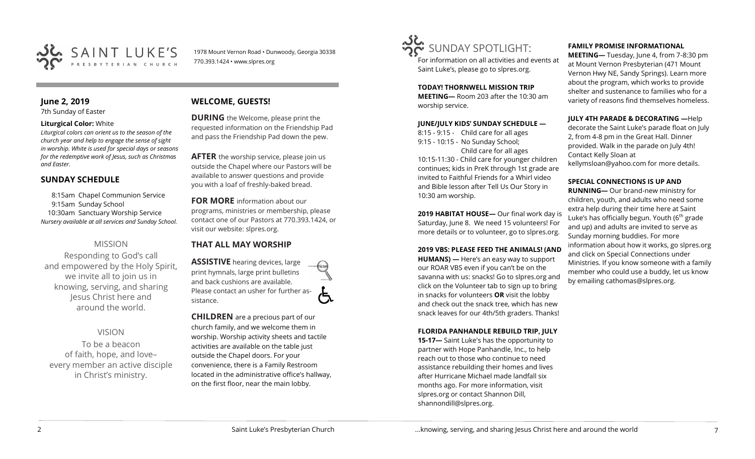SAINT LUKE'S PRESBYTERIAN CHURCH

1978 Mount Vernon Road • Dunwoody, Georgia 30338
770.393.1424 • www.slpres.org

## June 2, 2019

7th Sunday of Easter

**Liturgical Color:** White

*Liturgical colors can orient us to the season of the church year and help to engage the sense of sight in worship. White is used for special days or seasons for the redemptive work of Jesus, such as Christmas and Easter.*

## SUNDAY SCHEDULE

8:15am Chapel Communion Service
9:15am Sunday School
10:30am Sanctuary Worship Service
*Nursery available at all services and Sunday School.*

### MISSION

Responding to God's call and empowered by the Holy Spirit, we invite all to join us in knowing, serving, and sharing Jesus Christ here and around the world.

### VISION

To be a beacon of faith, hope, and love– every member an active disciple in Christ's ministry.

## WELCOME, GUESTS!

**DURING** the Welcome, please print the requested information on the Friendship Pad and pass the Friendship Pad down the pew.

**AFTER** the worship service, please join us outside the Chapel where our Pastors will be available to answer questions and provide you with a loaf of freshly-baked bread.

**FOR MORE** information about our programs, ministries or membership, please contact one of our Pastors at 770.393.1424, or visit our website: slpres.org.

## THAT ALL MAY WORSHIP

**ASSISTIVE** hearing devices, large print hymnals, large print bulletins and back cushions are available. Please contact an usher for further assistance.

**CHILDREN** are a precious part of our church family, and we welcome them in worship. Worship activity sheets and tactile activities are available on the table just outside the Chapel doors. For your convenience, there is a Family Restroom located in the administrative office's hallway, on the first floor, near the main lobby.

## SUNDAY SPOTLIGHT:

For information on all activities and events at Saint Luke's, please go to slpres.org.

**TODAY! THORNWELL MISSION TRIP MEETING—** Room 203 after the 10:30 am worship service.

**JUNE/JULY KIDS' SUNDAY SCHEDULE —**
8:15 - 9:15 - Child care for all ages
9:15 - 10:15 - No Sunday School; Child care for all ages
10:15-11:30 - Child care for younger children continues; kids in PreK through 1st grade are invited to Faithful Friends for a Whirl video and Bible lesson after Tell Us Our Story in 10:30 am worship.

**2019 HABITAT HOUSE—** Our final work day is Saturday, June 8. We need 15 volunteers! For more details or to volunteer, go to slpres.org.

**2019 VBS: PLEASE FEED THE ANIMALS! (AND HUMANS) —** Here's an easy way to support our ROAR VBS even if you can't be on the savanna with us: snacks! Go to slpres.org and click on the Volunteer tab to sign up to bring in snacks for volunteers **OR** visit the lobby and check out the snack tree, which has new snack leaves for our 4th/5th graders. Thanks!

**FLORIDA PANHANDLE REBUILD TRIP, JULY 15-17—** Saint Luke's has the opportunity to partner with Hope Panhandle, Inc., to help reach out to those who continue to need assistance rebuilding their homes and lives after Hurricane Michael made landfall six months ago. For more information, visit slpres.org or contact Shannon Dill, shannondill@slpres.org.

**FAMILY PROMISE INFORMATIONAL MEETING—** Tuesday, June 4, from 7-8:30 pm at Mount Vernon Presbyterian (471 Mount Vernon Hwy NE, Sandy Springs). Learn more about the program, which works to provide shelter and sustenance to families who for a variety of reasons find themselves homeless.

**JULY 4TH PARADE & DECORATING —**Help decorate the Saint Luke's parade float on July 2, from 4-8 pm in the Great Hall. Dinner provided. Walk in the parade on July 4th! Contact Kelly Sloan at kellymsloan@yahoo.com for more details.

**SPECIAL CONNECTIONS IS UP AND RUNNING—** Our brand-new ministry for children, youth, and adults who need some extra help during their time here at Saint Luke's has officially begun. Youth (6th grade and up) and adults are invited to serve as Sunday morning buddies. For more information about how it works, go slpres.org and click on Special Connections under Ministries. If you know someone with a family member who could use a buddy, let us know by emailing cathomas@slpres.org.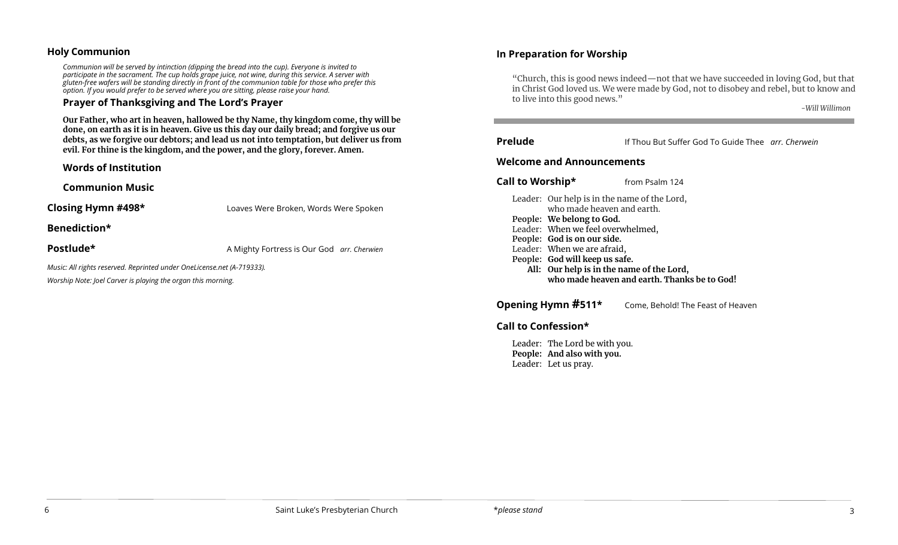## Holy Communion

*Communion will be served by intinction (dipping the bread into the cup). Everyone is invited to participate in the sacrament. The cup holds grape juice, not wine, during this service. A server with gluten-free wafers will be standing directly in front of the communion table for those who prefer this option. If you would prefer to be served where you are sitting, please raise your hand.*

### Prayer of Thanksgiving and The Lord's Prayer

**Our Father, who art in heaven, hallowed be thy Name, thy kingdom come, thy will be done, on earth as it is in heaven. Give us this day our daily bread; and forgive us our debts, as we forgive our debtors; and lead us not into temptation, but deliver us from evil. For thine is the kingdom, and the power, and the glory, forever. Amen.**

### Words of Institution

### Communion Music

**Closing Hymn #498*** Loaves Were Broken, Words Were Spoken

**Benediction***

**Postlude*** A Mighty Fortress is Our God *arr. Cherwien*

*Music: All rights reserved. Reprinted under OneLicense.net (A-719333).*

*Worship Note: Joel Carver is playing the organ this morning.*

## In Preparation for Worship

"Church, this is good news indeed—not that we have succeeded in loving God, but that in Christ God loved us. We were made by God, not to disobey and rebel, but to know and to live into this good news."

*-Will Willimon*

---

**Prelude** If Thou But Suffer God To Guide Thee *arr. Cherwein*

### Welcome and Announcements

**Call to Worship*** from Psalm 124

Leader: Our help is in the name of the Lord, who made heaven and earth.
**People: We belong to God.**
Leader: When we feel overwhelmed,
**People: God is on our side.**
Leader: When we are afraid,
**People: God will keep us safe.**
**All: Our help is in the name of the Lord, who made heaven and earth. Thanks be to God!**

**Opening Hymn #511*** Come, Behold! The Feast of Heaven

### Call to Confession*

Leader: The Lord be with you.
**People: And also with you.**
Leader: Let us pray.

**please stand*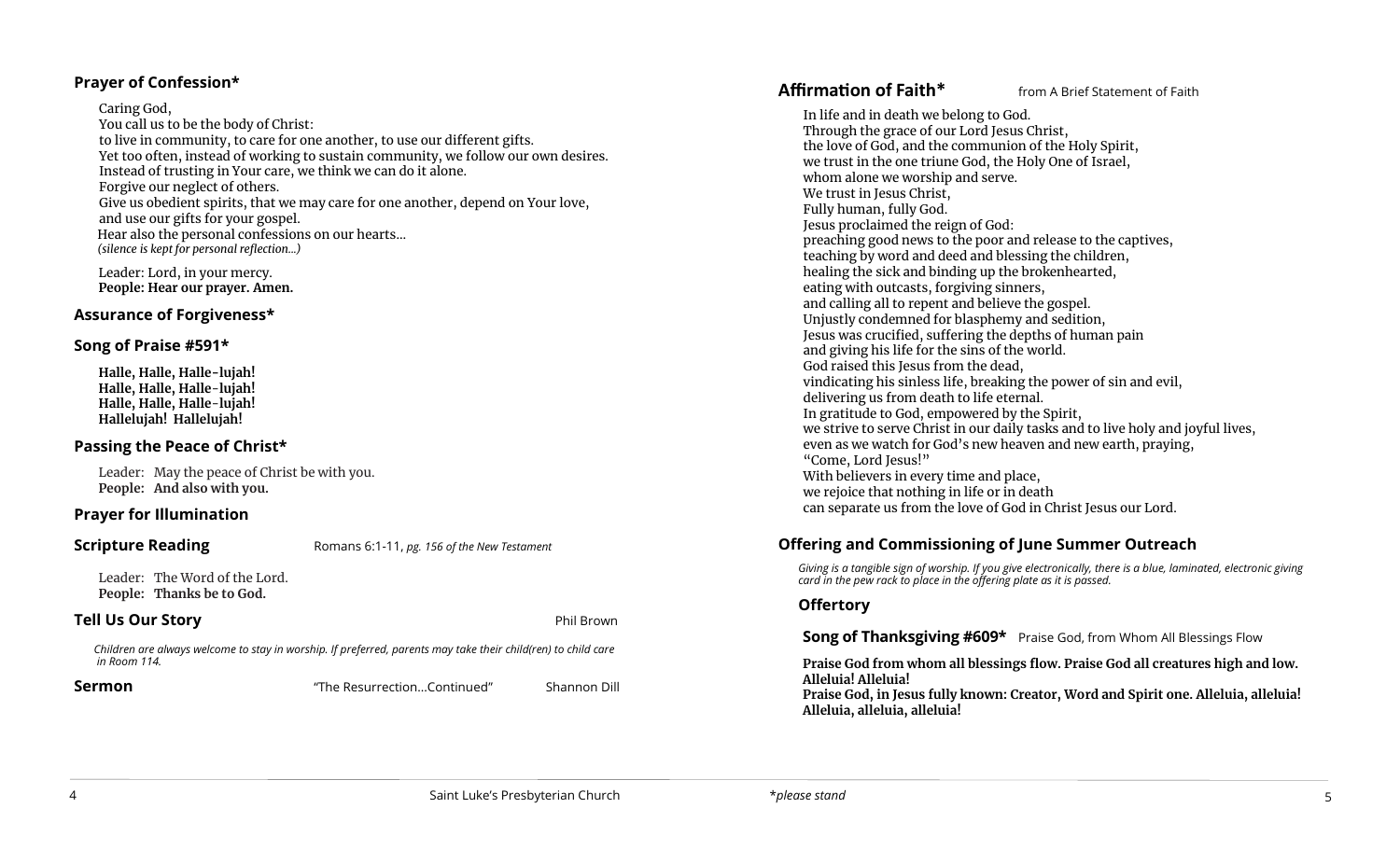## Prayer of Confession*

Caring God,
You call us to be the body of Christ:
to live in community, to care for one another, to use our different gifts.
Yet too often, instead of working to sustain community, we follow our own desires.
Instead of trusting in Your care, we think we can do it alone.
Forgive our neglect of others.
Give us obedient spirits, that we may care for one another, depend on Your love,
and use our gifts for your gospel.
Hear also the personal confessions on our hearts…
*(silence is kept for personal reflection…)*

Leader: Lord, in your mercy.
**People: Hear our prayer. Amen.**

## Assurance of Forgiveness*

## Song of Praise #591*

**Halle, Halle, Halle-lujah!**
**Halle, Halle, Halle-lujah!**
**Halle, Halle, Halle-lujah!**
**Hallelujah! Hallelujah!**

## Passing the Peace of Christ*

Leader: May the peace of Christ be with you.
**People: And also with you.**

## Prayer for Illumination

## Scripture Reading

Romans 6:1-11, *pg. 156 of the New Testament*

Leader: The Word of the Lord.
**People: Thanks be to God.**

## Tell Us Our Story

Phil Brown

*Children are always welcome to stay in worship. If preferred, parents may take their child(ren) to child care in Room 114.*

## Sermon

"The Resurrection…Continued" — Shannon Dill

## Affirmation of Faith*

from A Brief Statement of Faith

In life and in death we belong to God.
Through the grace of our Lord Jesus Christ,
the love of God, and the communion of the Holy Spirit,
we trust in the one triune God, the Holy One of Israel,
whom alone we worship and serve.
We trust in Jesus Christ,
Fully human, fully God.
Jesus proclaimed the reign of God:
preaching good news to the poor and release to the captives,
teaching by word and deed and blessing the children,
healing the sick and binding up the brokenhearted,
eating with outcasts, forgiving sinners,
and calling all to repent and believe the gospel.
Unjustly condemned for blasphemy and sedition,
Jesus was crucified, suffering the depths of human pain
and giving his life for the sins of the world.
God raised this Jesus from the dead,
vindicating his sinless life, breaking the power of sin and evil,
delivering us from death to life eternal.
In gratitude to God, empowered by the Spirit,
we strive to serve Christ in our daily tasks and to live holy and joyful lives,
even as we watch for God's new heaven and new earth, praying,
"Come, Lord Jesus!"
With believers in every time and place,
we rejoice that nothing in life or in death
can separate us from the love of God in Christ Jesus our Lord.

## Offering and Commissioning of June Summer Outreach

*Giving is a tangible sign of worship. If you give electronically, there is a blue, laminated, electronic giving card in the pew rack to place in the offering plate as it is passed.*

### Offertory

### Song of Thanksgiving #609*

Praise God, from Whom All Blessings Flow

**Praise God from whom all blessings flow. Praise God all creatures high and low. Alleluia! Alleluia!**
**Praise God, in Jesus fully known: Creator, Word and Spirit one. Alleluia, alleluia! Alleluia, alleluia, alleluia!**

*please stand